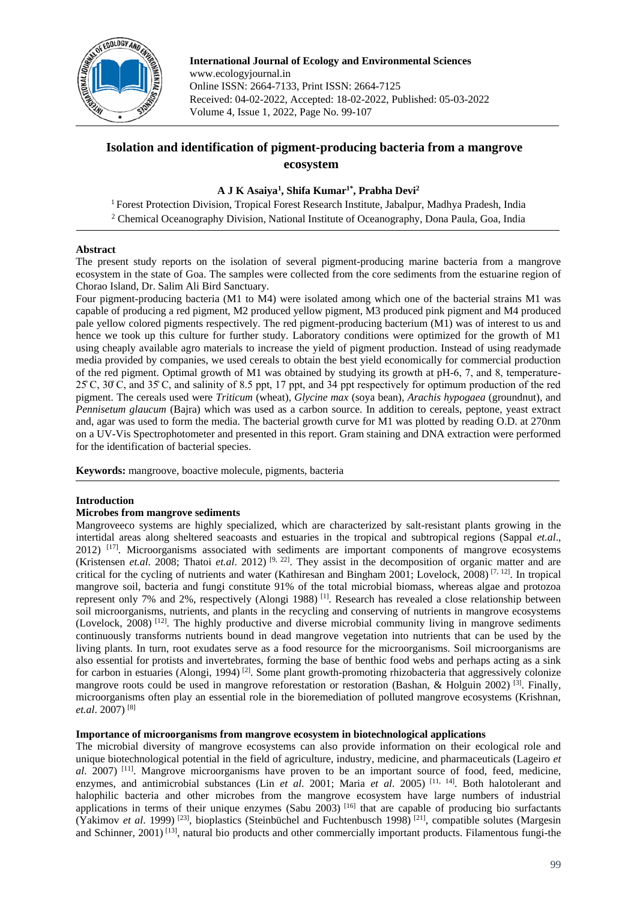International Journal of Ecology and Environmental Sciences
www.ecologyjournal.in
Online ISSN: 2664-7133, Print ISSN: 2664-7125
Received: 04-02-2022, Accepted: 18-02-2022, Published: 05-03-2022
Volume 4, Issue 1, 2022, Page No. 99-107

# Isolation and identification of pigment-producing bacteria from a mangrove ecosystem

**A J K Asaiya[1], Shifa Kumar[1*], Prabha Devi[2]**

[1] Forest Protection Division, Tropical Forest Research Institute, Jabalpur, Madhya Pradesh, India
[2] Chemical Oceanography Division, National Institute of Oceanography, Dona Paula, Goa, India

**Abstract**

The present study reports on the isolation of several pigment-producing marine bacteria from a mangrove ecosystem in the state of Goa. The samples were collected from the core sediments from the estuarine region of Chorao Island, Dr. Salim Ali Bird Sanctuary.

Four pigment-producing bacteria (M1 to M4) were isolated among which one of the bacterial strains M1 was capable of producing a red pigment, M2 produced yellow pigment, M3 produced pink pigment and M4 produced pale yellow colored pigments respectively. The red pigment-producing bacterium (M1) was of interest to us and hence we took up this culture for further study. Laboratory conditions were optimized for the growth of M1 using cheaply available agro materials to increase the yield of pigment production. Instead of using readymade media provided by companies, we used cereals to obtain the best yield economically for commercial production of the red pigment. Optimal growth of M1 was obtained by studying its growth at pH-6, 7, and 8, temperature-25°C, 30°C, and 35°C, and salinity of 8.5 ppt, 17 ppt, and 34 ppt respectively for optimum production of the red pigment. The cereals used were *Triticum* (wheat), *Glycine max* (soya bean), *Arachis hypogaea* (groundnut), and *Pennisetum glaucum* (Bajra) which was used as a carbon source. In addition to cereals, peptone, yeast extract and, agar was used to form the media. The bacterial growth curve for M1 was plotted by reading O.D. at 270nm on a UV-Vis Spectrophotometer and presented in this report. Gram staining and DNA extraction were performed for the identification of bacterial species.

**Keywords:** mangroove, boactive molecule, pigments, bacteria

## Introduction

### Microbes from mangrove sediments

Mangroveeco systems are highly specialized, which are characterized by salt-resistant plants growing in the intertidal areas along sheltered seacoasts and estuaries in the tropical and subtropical regions (Sappal *et.al*., 2012) [17]. Microorganisms associated with sediments are important components of mangrove ecosystems (Kristensen *et.al*. 2008; Thatoi *et.al*. 2012) [9, 22]. They assist in the decomposition of organic matter and are critical for the cycling of nutrients and water (Kathiresan and Bingham 2001; Lovelock, 2008) [7, 12]. In tropical mangrove soil, bacteria and fungi constitute 91% of the total microbial biomass, whereas algae and protozoa represent only 7% and 2%, respectively (Alongi 1988) [1]. Research has revealed a close relationship between soil microorganisms, nutrients, and plants in the recycling and conserving of nutrients in mangrove ecosystems (Lovelock, 2008) [12]. The highly productive and diverse microbial community living in mangrove sediments continuously transforms nutrients bound in dead mangrove vegetation into nutrients that can be used by the living plants. In turn, root exudates serve as a food resource for the microorganisms. Soil microorganisms are also essential for protists and invertebrates, forming the base of benthic food webs and perhaps acting as a sink for carbon in estuaries (Alongi, 1994) [2]. Some plant growth-promoting rhizobacteria that aggressively colonize mangrove roots could be used in mangrove reforestation or restoration (Bashan, & Holguin 2002) [3]. Finally, microorganisms often play an essential role in the bioremediation of polluted mangrove ecosystems (Krishnan, *et.al*. 2007) [8]

### Importance of microorganisms from mangrove ecosystem in biotechnological applications

The microbial diversity of mangrove ecosystems can also provide information on their ecological role and unique biotechnological potential in the field of agriculture, industry, medicine, and pharmaceuticals (Lageiro *et al*. 2007) [11]. Mangrove microorganisms have proven to be an important source of food, feed, medicine, enzymes, and antimicrobial substances (Lin *et al*. 2001; Maria *et al*. 2005) [11, 14]. Both halotolerant and halophilic bacteria and other microbes from the mangrove ecosystem have large numbers of industrial applications in terms of their unique enzymes (Sabu 2003) [16] that are capable of producing bio surfactants (Yakimov *et al*. 1999) [23], bioplastics (Steinbüchel and Fuchtenbusch 1998) [21], compatible solutes (Margesin and Schinner, 2001) [13], natural bio products and other commercially important products. Filamentous fungi-the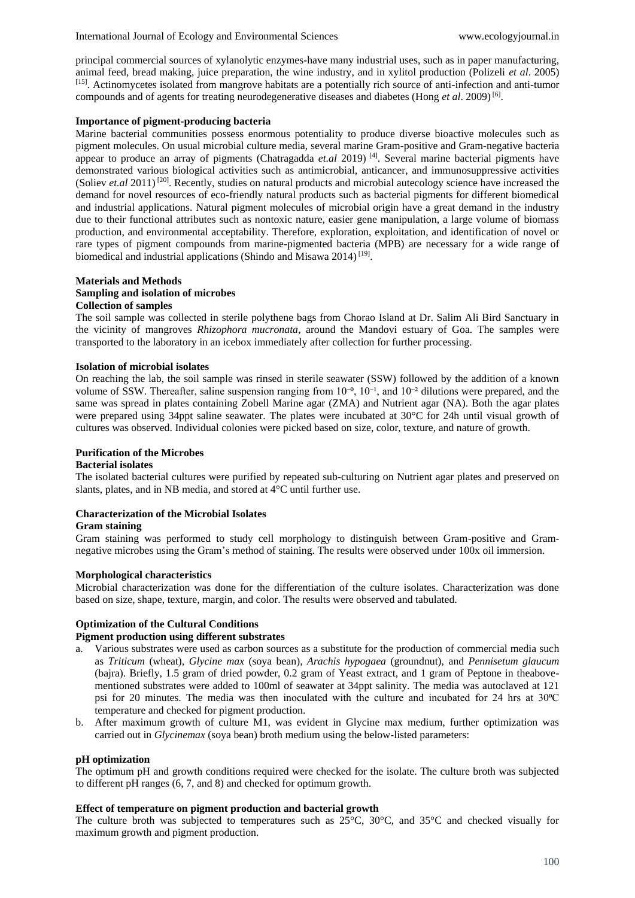principal commercial sources of xylanolytic enzymes-have many industrial uses, such as in paper manufacturing, animal feed, bread making, juice preparation, the wine industry, and in xylitol production (Polizeli *et al*. 2005) [15]. Actinomycetes isolated from mangrove habitats are a potentially rich source of anti-infection and anti-tumor compounds and of agents for treating neurodegenerative diseases and diabetes (Hong *et al*. 2009) [6].

**Importance of pigment-producing bacteria**

Marine bacterial communities possess enormous potentiality to produce diverse bioactive molecules such as pigment molecules. On usual microbial culture media, several marine Gram-positive and Gram-negative bacteria appear to produce an array of pigments (Chatragadda *et.al* 2019) [4]. Several marine bacterial pigments have demonstrated various biological activities such as antimicrobial, anticancer, and immunosuppressive activities (Soliev *et.al* 2011) [20]. Recently, studies on natural products and microbial autecology science have increased the demand for novel resources of eco-friendly natural products such as bacterial pigments for different biomedical and industrial applications. Natural pigment molecules of microbial origin have a great demand in the industry due to their functional attributes such as nontoxic nature, easier gene manipulation, a large volume of biomass production, and environmental acceptability. Therefore, exploration, exploitation, and identification of novel or rare types of pigment compounds from marine-pigmented bacteria (MPB) are necessary for a wide range of biomedical and industrial applications (Shindo and Misawa 2014) [19].

## Materials and Methods

### Sampling and isolation of microbes

**Collection of samples**

The soil sample was collected in sterile polythene bags from Chorao Island at Dr. Salim Ali Bird Sanctuary in the vicinity of mangroves *Rhizophora mucronata*, around the Mandovi estuary of Goa. The samples were transported to the laboratory in an icebox immediately after collection for further processing.

**Isolation of microbial isolates**

On reaching the lab, the soil sample was rinsed in sterile seawater (SSW) followed by the addition of a known volume of SSW. Thereafter, saline suspension ranging from $10^{-0}$, $10^{-1}$, and $10^{-2}$ dilutions were prepared, and the same was spread in plates containing Zobell Marine agar (ZMA) and Nutrient agar (NA). Both the agar plates were prepared using 34ppt saline seawater. The plates were incubated at 30°C for 24h until visual growth of cultures was observed. Individual colonies were picked based on size, color, texture, and nature of growth.

### Purification of the Microbes

**Bacterial isolates**

The isolated bacterial cultures were purified by repeated sub-culturing on Nutrient agar plates and preserved on slants, plates, and in NB media, and stored at 4°C until further use.

### Characterization of the Microbial Isolates

**Gram staining**

Gram staining was performed to study cell morphology to distinguish between Gram-positive and Gram-negative microbes using the Gram's method of staining. The results were observed under 100x oil immersion.

**Morphological characteristics**

Microbial characterization was done for the differentiation of the culture isolates. Characterization was done based on size, shape, texture, margin, and color. The results were observed and tabulated.

### Optimization of the Cultural Conditions

**Pigment production using different substrates**

a. Various substrates were used as carbon sources as a substitute for the production of commercial media such as *Triticum* (wheat), *Glycine max* (soya bean), *Arachis hypogaea* (groundnut), and *Pennisetum glaucum* (bajra). Briefly, 1.5 gram of dried powder, 0.2 gram of Yeast extract, and 1 gram of Peptone in theabove-mentioned substrates were added to 100ml of seawater at 34ppt salinity. The media was autoclaved at 121 psi for 20 minutes. The media was then inoculated with the culture and incubated for 24 hrs at 30ºC temperature and checked for pigment production.
b. After maximum growth of culture M1, was evident in Glycine max medium, further optimization was carried out in *Glycinemax* (soya bean) broth medium using the below-listed parameters:

**pH optimization**

The optimum pH and growth conditions required were checked for the isolate. The culture broth was subjected to different pH ranges (6, 7, and 8) and checked for optimum growth.

**Effect of temperature on pigment production and bacterial growth**

The culture broth was subjected to temperatures such as 25°C, 30°C, and 35°C and checked visually for maximum growth and pigment production.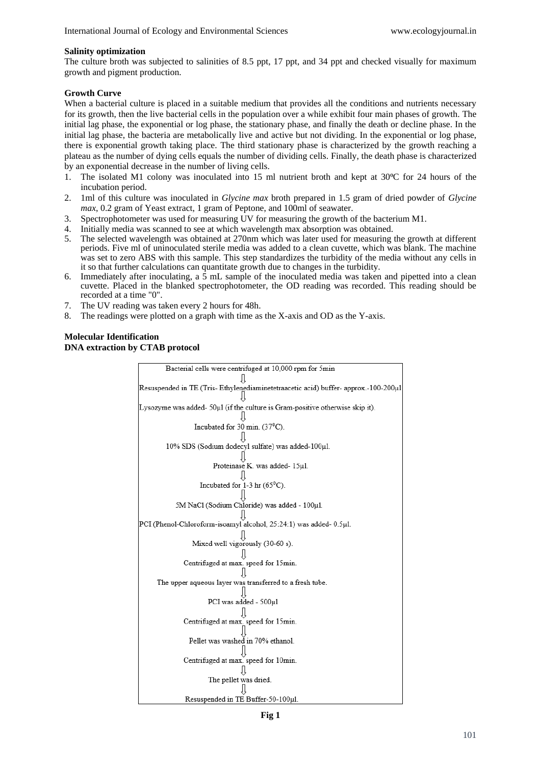**Salinity optimization**

The culture broth was subjected to salinities of 8.5 ppt, 17 ppt, and 34 ppt and checked visually for maximum growth and pigment production.

**Growth Curve**

When a bacterial culture is placed in a suitable medium that provides all the conditions and nutrients necessary for its growth, then the live bacterial cells in the population over a while exhibit four main phases of growth. The initial lag phase, the exponential or log phase, the stationary phase, and finally the death or decline phase. In the initial lag phase, the bacteria are metabolically live and active but not dividing. In the exponential or log phase, there is exponential growth taking place. The third stationary phase is characterized by the growth reaching a plateau as the number of dying cells equals the number of dividing cells. Finally, the death phase is characterized by an exponential decrease in the number of living cells.

1. The isolated M1 colony was inoculated into 15 ml nutrient broth and kept at 30ºC for 24 hours of the incubation period.
2. 1ml of this culture was inoculated in *Glycine max* broth prepared in 1.5 gram of dried powder of *Glycine max*, 0.2 gram of Yeast extract, 1 gram of Peptone, and 100ml of seawater.
3. Spectrophotometer was used for measuring UV for measuring the growth of the bacterium M1.
4. Initially media was scanned to see at which wavelength max absorption was obtained.
5. The selected wavelength was obtained at 270nm which was later used for measuring the growth at different periods. Five ml of uninoculated sterile media was added to a clean cuvette, which was blank. The machine was set to zero ABS with this sample. This step standardizes the turbidity of the media without any cells in it so that further calculations can quantitate growth due to changes in the turbidity.
6. Immediately after inoculating, a 5 mL sample of the inoculated media was taken and pipetted into a clean cuvette. Placed in the blanked spectrophotometer, the OD reading was recorded. This reading should be recorded at a time "0".
7. The UV reading was taken every 2 hours for 48h.
8. The readings were plotted on a graph with time as the X-axis and OD as the Y-axis.

**Molecular Identification**

**DNA extraction by CTAB protocol**

Bacterial cells were centrifuged at 10,000 rpm for 5min
⇓
Resuspended in TE (Tris- Ethylenediaminetetraacetic acid) buffer- approx.-100-200µl
⇓
Lysozyme was added- 50µl (if the culture is Gram-positive otherwise skip it).
⇓
Incubated for 30 min. (37⁰C).
⇓
10% SDS (Sodium dodecyl sulfate) was added-100µl.
⇓
Proteinase K. was added- 15µl.
⇓
Incubated for 1-3 hr (65⁰C).
⇓
5M NaCl (Sodium Chloride) was added - 100µl.
⇓
PCI (Phenol-Chloroform-isoamyl alcohol, 25:24:1) was added- 0.5µl.
⇓
Mixed well vigorously (30-60 s).
⇓
Centrifuged at max. speed for 15min.
⇓
The upper aqueous layer was transferred to a fresh tube.
⇓
PCI was added - 500µl
⇓
Centrifuged at max. speed for 15min.
⇓
Pellet was washed in 70% ethanol.
⇓
Centrifuged at max. speed for 10min.
⇓
The pellet was dried.
⇓
Resuspended in TE Buffer-50-100µl.

**Fig 1**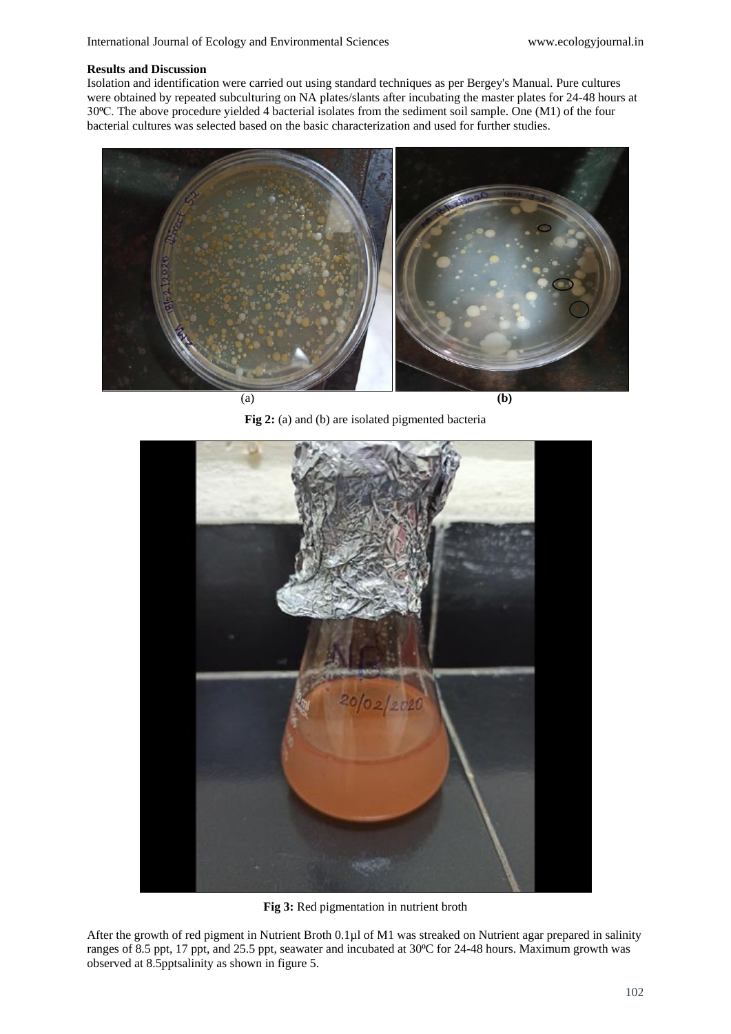**Results and Discussion**

Isolation and identification were carried out using standard techniques as per Bergey's Manual. Pure cultures were obtained by repeated subculturing on NA plates/slants after incubating the master plates for 24-48 hours at 30ºC. The above procedure yielded 4 bacterial isolates from the sediment soil sample. One (M1) of the four bacterial cultures was selected based on the basic characterization and used for further studies.

(a) **(b)**

**Fig 2:** (a) and (b) are isolated pigmented bacteria

**Fig 3:** Red pigmentation in nutrient broth

After the growth of red pigment in Nutrient Broth 0.1µl of M1 was streaked on Nutrient agar prepared in salinity ranges of 8.5 ppt, 17 ppt, and 25.5 ppt, seawater and incubated at 30ºC for 24-48 hours. Maximum growth was observed at 8.5pptsalinity as shown in figure 5.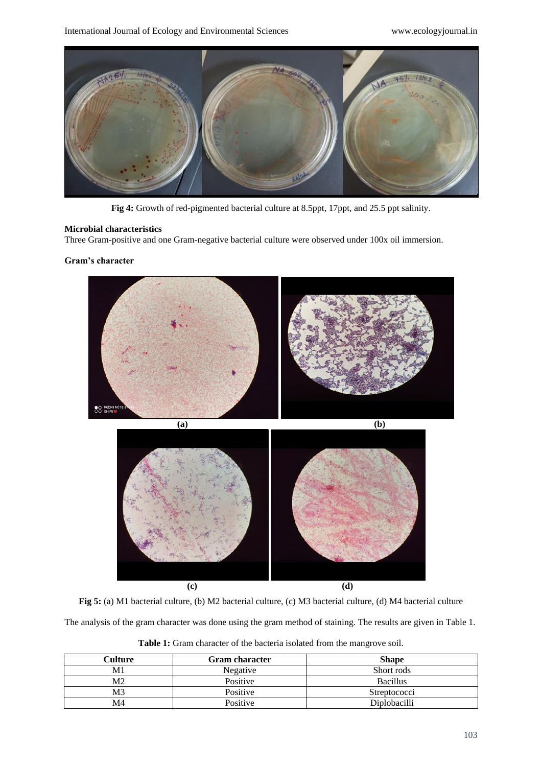Fig 4: Growth of red-pigmented bacterial culture at 8.5ppt, 17ppt, and 25.5 ppt salinity.

## Microbial characteristics

Three Gram-positive and one Gram-negative bacterial culture were observed under 100x oil immersion.

### Gram's character

(a) (b)

(c) (d)

**Fig 5:** (a) M1 bacterial culture, (b) M2 bacterial culture, (c) M3 bacterial culture, (d) M4 bacterial culture

The analysis of the gram character was done using the gram method of staining. The results are given in Table 1.

**Table 1:** Gram character of the bacteria isolated from the mangrove soil.

| Culture | Gram character | Shape |
|---|---|---|
| M1 | Negative | Short rods |
| M2 | Positive | Bacillus |
| M3 | Positive | Streptococci |
| M4 | Positive | Diplobacilli |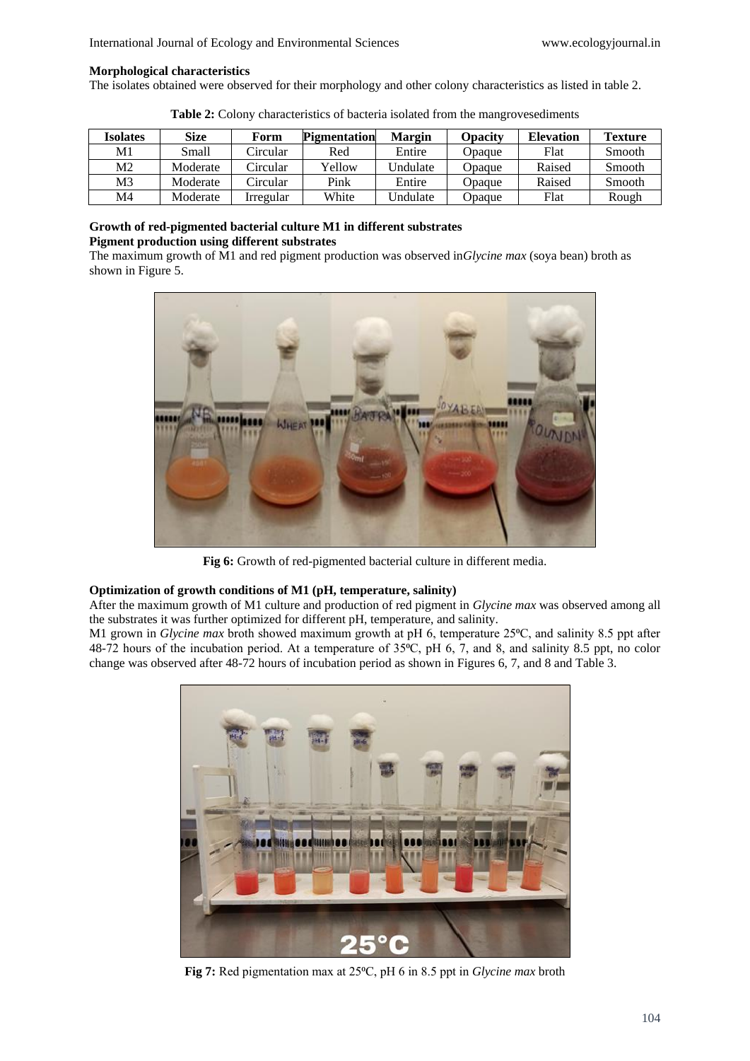### Morphological characteristics

The isolates obtained were observed for their morphology and other colony characteristics as listed in table 2.

**Table 2:** Colony characteristics of bacteria isolated from the mangrovesediments

| Isolates | Size | Form | Pigmentation | Margin | Opacity | Elevation | Texture |
|---|---|---|---|---|---|---|---|
| M1 | Small | Circular | Red | Entire | Opaque | Flat | Smooth |
| M2 | Moderate | Circular | Yellow | Undulate | Opaque | Raised | Smooth |
| M3 | Moderate | Circular | Pink | Entire | Opaque | Raised | Smooth |
| M4 | Moderate | Irregular | White | Undulate | Opaque | Flat | Rough |

### Growth of red-pigmented bacterial culture M1 in different substrates

### Pigment production using different substrates

The maximum growth of M1 and red pigment production was observed in*Glycine max* (soya bean) broth as shown in Figure 5.

**Fig 6:** Growth of red-pigmented bacterial culture in different media.

### Optimization of growth conditions of M1 (pH, temperature, salinity)

After the maximum growth of M1 culture and production of red pigment in *Glycine max* was observed among all the substrates it was further optimized for different pH, temperature, and salinity.

M1 grown in *Glycine max* broth showed maximum growth at pH 6, temperature 25ºC, and salinity 8.5 ppt after 48-72 hours of the incubation period. At a temperature of 35ºC, pH 6, 7, and 8, and salinity 8.5 ppt, no color change was observed after 48-72 hours of incubation period as shown in Figures 6, 7, and 8 and Table 3.

**Fig 7:** Red pigmentation max at 25ºC, pH 6 in 8.5 ppt in *Glycine max* broth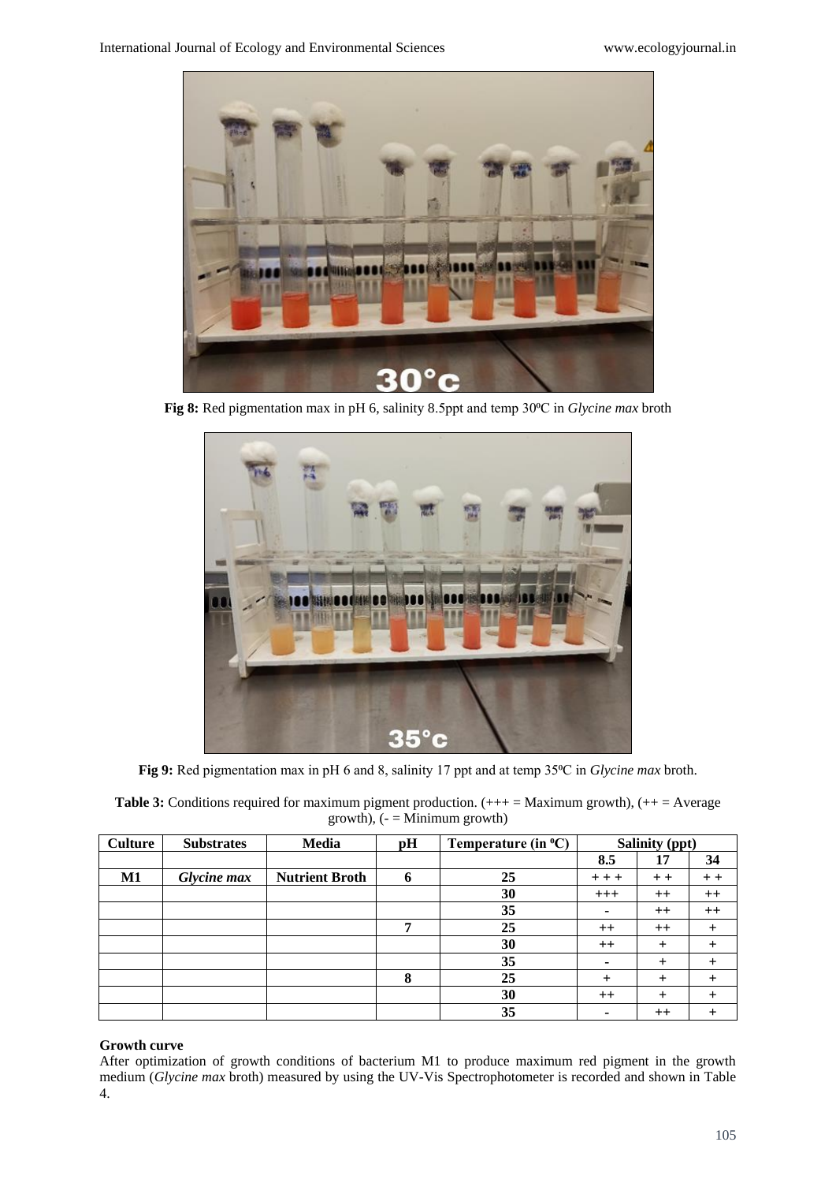**Fig 8:** Red pigmentation max in pH 6, salinity 8.5ppt and temp 30ºC in *Glycine max* broth

**Fig 9:** Red pigmentation max in pH 6 and 8, salinity 17 ppt and at temp 35ºC in *Glycine max* broth.

**Table 3:** Conditions required for maximum pigment production. (+++ = Maximum growth), (++ = Average growth), (- = Minimum growth)

| Culture | Substrates | Media | pH | Temperature (in ºC) | Salinity (ppt) | | |
|---|---|---|---|---|---|---|---|
| | | | | | 8.5 | 17 | 34 |
| **M1** | ***Glycine max*** | **Nutrient Broth** | **6** | **25** | + + + | + + | + + |
| | | | | **30** | +++ | ++ | ++ |
| | | | | **35** | - | ++ | ++ |
| | | | **7** | **25** | ++ | ++ | + |
| | | | | **30** | ++ | + | + |
| | | | | **35** | - | + | + |
| | | | **8** | **25** | + | + | + |
| | | | | **30** | ++ | + | + |
| | | | | **35** | - | ++ | + |

**Growth curve**

After optimization of growth conditions of bacterium M1 to produce maximum red pigment in the growth medium (*Glycine max* broth) measured by using the UV-Vis Spectrophotometer is recorded and shown in Table 4.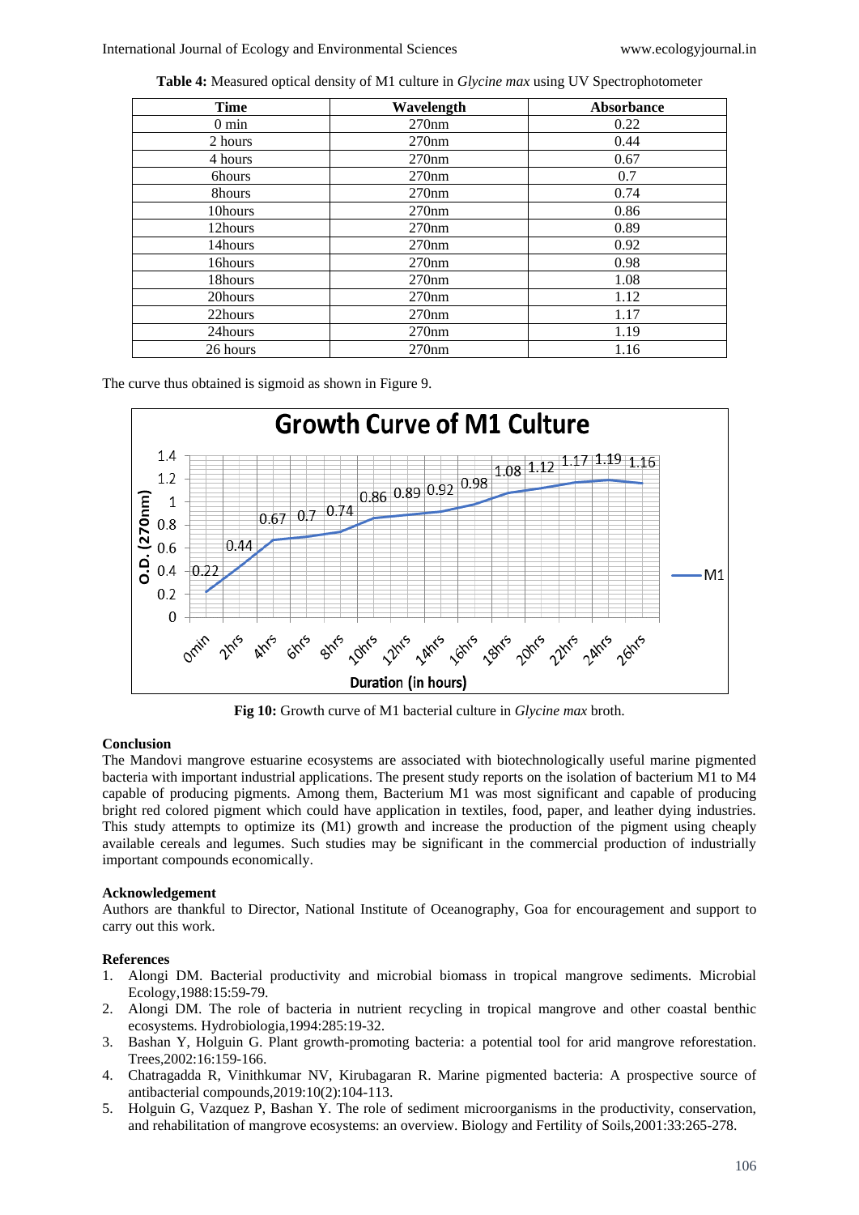**Table 4:** Measured optical density of M1 culture in *Glycine max* using UV Spectrophotometer

| Time | Wavelength | Absorbance |
|---|---|---|
| 0 min | 270nm | 0.22 |
| 2 hours | 270nm | 0.44 |
| 4 hours | 270nm | 0.67 |
| 6hours | 270nm | 0.7 |
| 8hours | 270nm | 0.74 |
| 10hours | 270nm | 0.86 |
| 12hours | 270nm | 0.89 |
| 14hours | 270nm | 0.92 |
| 16hours | 270nm | 0.98 |
| 18hours | 270nm | 1.08 |
| 20hours | 270nm | 1.12 |
| 22hours | 270nm | 1.17 |
| 24hours | 270nm | 1.19 |
| 26 hours | 270nm | 1.16 |

The curve thus obtained is sigmoid as shown in Figure 9.

**Fig 10:** Growth curve of M1 bacterial culture in *Glycine max* broth.

## Conclusion

The Mandovi mangrove estuarine ecosystems are associated with biotechnologically useful marine pigmented bacteria with important industrial applications. The present study reports on the isolation of bacterium M1 to M4 capable of producing pigments. Among them, Bacterium M1 was most significant and capable of producing bright red colored pigment which could have application in textiles, food, paper, and leather dying industries. This study attempts to optimize its (M1) growth and increase the production of the pigment using cheaply available cereals and legumes. Such studies may be significant in the commercial production of industrially important compounds economically.

## Acknowledgement

Authors are thankful to Director, National Institute of Oceanography, Goa for encouragement and support to carry out this work.

## References

1. Alongi DM. Bacterial productivity and microbial biomass in tropical mangrove sediments. Microbial Ecology,1988:15:59-79.
2. Alongi DM. The role of bacteria in nutrient recycling in tropical mangrove and other coastal benthic ecosystems. Hydrobiologia,1994:285:19-32.
3. Bashan Y, Holguin G. Plant growth-promoting bacteria: a potential tool for arid mangrove reforestation. Trees,2002:16:159-166.
4. Chatragadda R, Vinithkumar NV, Kirubagaran R. Marine pigmented bacteria: A prospective source of antibacterial compounds,2019:10(2):104-113.
5. Holguin G, Vazquez P, Bashan Y. The role of sediment microorganisms in the productivity, conservation, and rehabilitation of mangrove ecosystems: an overview. Biology and Fertility of Soils,2001:33:265-278.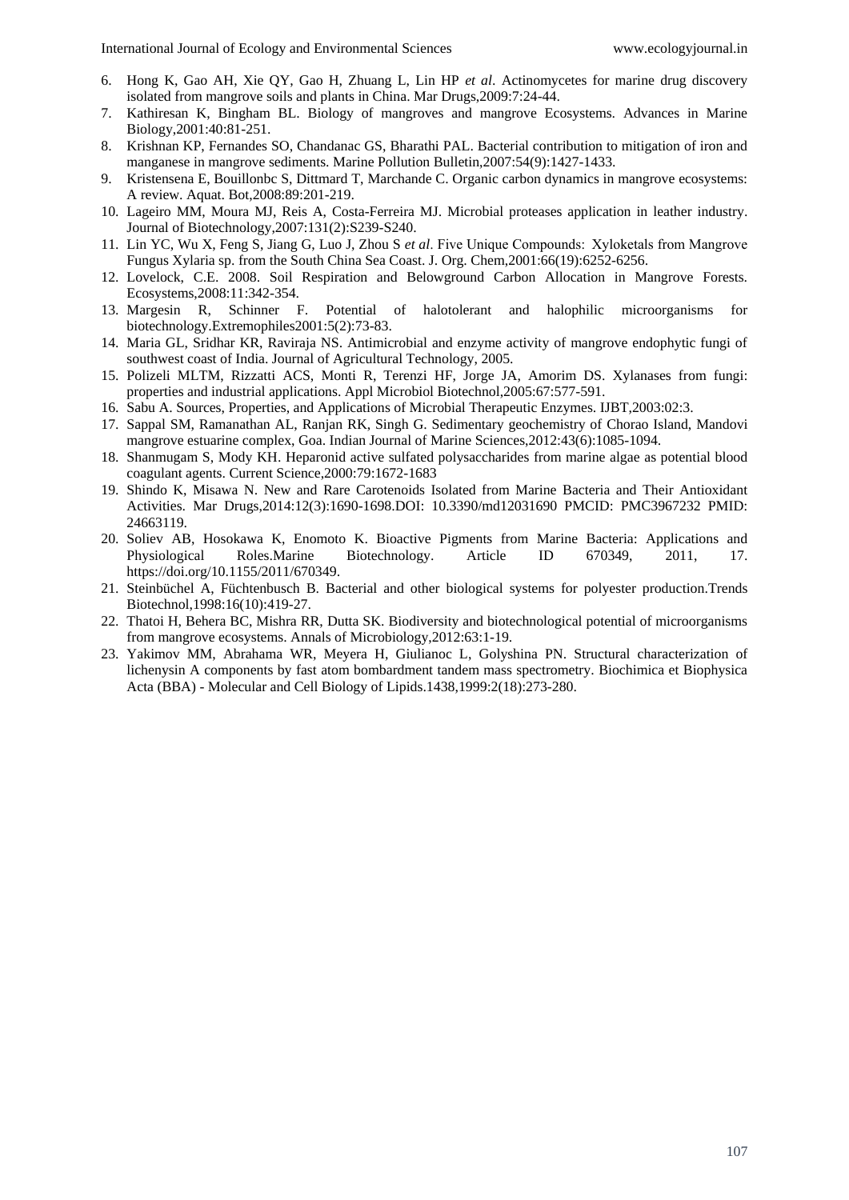6. Hong K, Gao AH, Xie QY, Gao H, Zhuang L, Lin HP *et al*. Actinomycetes for marine drug discovery isolated from mangrove soils and plants in China. Mar Drugs,2009:7:24-44.
7. Kathiresan K, Bingham BL. Biology of mangroves and mangrove Ecosystems. Advances in Marine Biology,2001:40:81-251.
8. Krishnan KP, Fernandes SO, Chandanac GS, Bharathi PAL. Bacterial contribution to mitigation of iron and manganese in mangrove sediments. Marine Pollution Bulletin,2007:54(9):1427-1433.
9. Kristensena E, Bouillonbc S, Dittmard T, Marchande C. Organic carbon dynamics in mangrove ecosystems: A review. Aquat. Bot,2008:89:201-219.
10. Lageiro MM, Moura MJ, Reis A, Costa-Ferreira MJ. Microbial proteases application in leather industry. Journal of Biotechnology,2007:131(2):S239-S240.
11. Lin YC, Wu X, Feng S, Jiang G, Luo J, Zhou S *et al*. Five Unique Compounds: Xyloketals from Mangrove Fungus Xylaria sp. from the South China Sea Coast. J. Org. Chem,2001:66(19):6252-6256.
12. Lovelock, C.E. 2008. Soil Respiration and Belowground Carbon Allocation in Mangrove Forests. Ecosystems,2008:11:342-354.
13. Margesin R, Schinner F. Potential of halotolerant and halophilic microorganisms for biotechnology.Extremophiles2001:5(2):73-83.
14. Maria GL, Sridhar KR, Raviraja NS. Antimicrobial and enzyme activity of mangrove endophytic fungi of southwest coast of India. Journal of Agricultural Technology, 2005.
15. Polizeli MLTM, Rizzatti ACS, Monti R, Terenzi HF, Jorge JA, Amorim DS. Xylanases from fungi: properties and industrial applications. Appl Microbiol Biotechnol,2005:67:577-591.
16. Sabu A. Sources, Properties, and Applications of Microbial Therapeutic Enzymes. IJBT,2003:02:3.
17. Sappal SM, Ramanathan AL, Ranjan RK, Singh G. Sedimentary geochemistry of Chorao Island, Mandovi mangrove estuarine complex, Goa. Indian Journal of Marine Sciences,2012:43(6):1085-1094.
18. Shanmugam S, Mody KH. Heparonid active sulfated polysaccharides from marine algae as potential blood coagulant agents. Current Science,2000:79:1672-1683
19. Shindo K, Misawa N. New and Rare Carotenoids Isolated from Marine Bacteria and Their Antioxidant Activities. Mar Drugs,2014:12(3):1690-1698.DOI: 10.3390/md12031690 PMCID: PMC3967232 PMID: 24663119.
20. Soliev AB, Hosokawa K, Enomoto K. Bioactive Pigments from Marine Bacteria: Applications and Physiological Roles.Marine Biotechnology. Article ID 670349, 2011, 17. https://doi.org/10.1155/2011/670349.
21. Steinbüchel A, Füchtenbusch B. Bacterial and other biological systems for polyester production.Trends Biotechnol,1998:16(10):419-27.
22. Thatoi H, Behera BC, Mishra RR, Dutta SK. Biodiversity and biotechnological potential of microorganisms from mangrove ecosystems. Annals of Microbiology,2012:63:1-19.
23. Yakimov MM, Abrahama WR, Meyera H, Giulianoc L, Golyshina PN. Structural characterization of lichenysin A components by fast atom bombardment tandem mass spectrometry. Biochimica et Biophysica Acta (BBA) - Molecular and Cell Biology of Lipids.1438,1999:2(18):273-280.